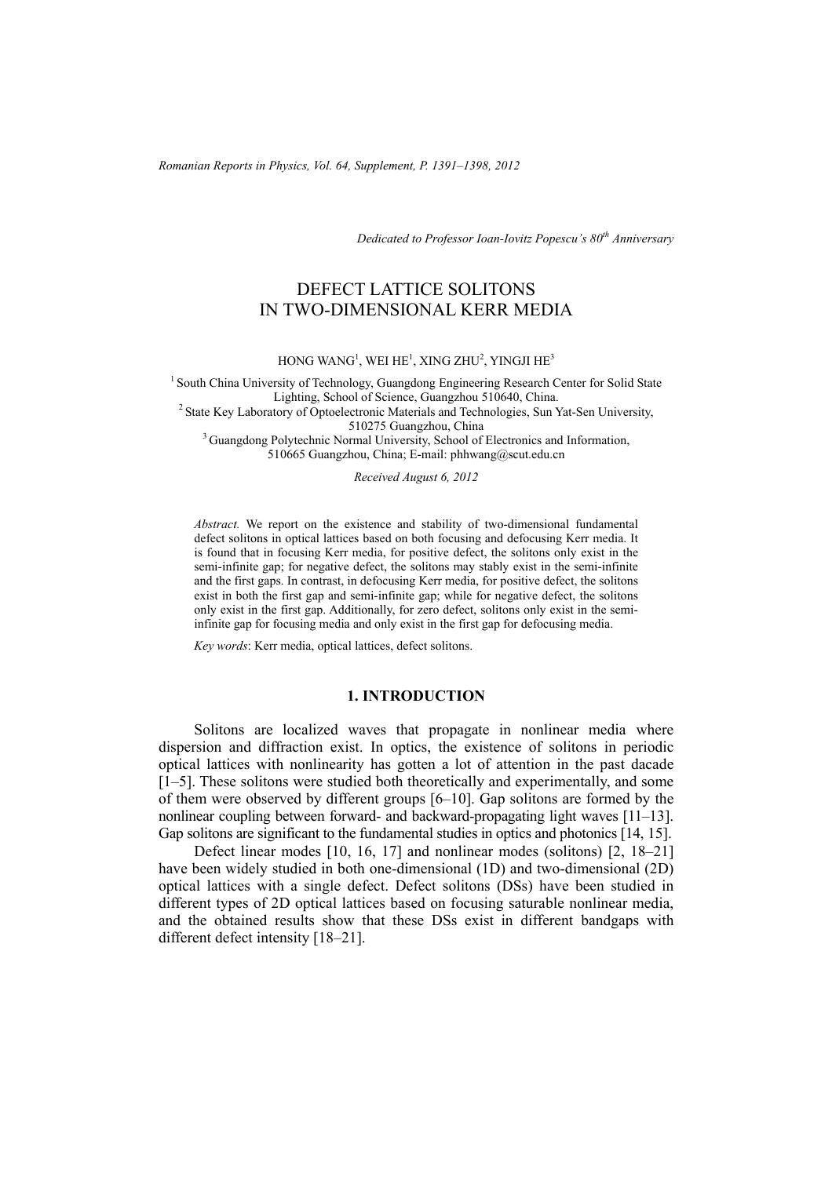*Dedicated to Professor Ioan-Iovitz Popescu's 80th Anniversary*

# DEFECT LATTICE SOLITONS IN TWO-DIMENSIONAL KERR MEDIA

HONG WANG[1], WEI HE[1], XING ZHU[2], YINGJI HE[3]

[1] South China University of Technology, Guangdong Engineering Research Center for Solid State Lighting, School of Science, Guangzhou 510640, China.
[2] State Key Laboratory of Optoelectronic Materials and Technologies, Sun Yat-Sen University, 510275 Guangzhou, China
[3] Guangdong Polytechnic Normal University, School of Electronics and Information, 510665 Guangzhou, China; E-mail: phhwang@scut.edu.cn

*Received August 6, 2012*

*Abstract.* We report on the existence and stability of two-dimensional fundamental defect solitons in optical lattices based on both focusing and defocusing Kerr media. It is found that in focusing Kerr media, for positive defect, the solitons only exist in the semi-infinite gap; for negative defect, the solitons may stably exist in the semi-infinite and the first gaps. In contrast, in defocusing Kerr media, for positive defect, the solitons exist in both the first gap and semi-infinite gap; while for negative defect, the solitons only exist in the first gap. Additionally, for zero defect, solitons only exist in the semi-infinite gap for focusing media and only exist in the first gap for defocusing media.

*Key words*: Kerr media, optical lattices, defect solitons.

## 1. INTRODUCTION

Solitons are localized waves that propagate in nonlinear media where dispersion and diffraction exist. In optics, the existence of solitons in periodic optical lattices with nonlinearity has gotten a lot of attention in the past dacade [1–5]. These solitons were studied both theoretically and experimentally, and some of them were observed by different groups [6–10]. Gap solitons are formed by the nonlinear coupling between forward- and backward-propagating light waves [11–13]. Gap solitons are significant to the fundamental studies in optics and photonics [14, 15].

Defect linear modes [10, 16, 17] and nonlinear modes (solitons) [2, 18–21] have been widely studied in both one-dimensional (1D) and two-dimensional (2D) optical lattices with a single defect. Defect solitons (DSs) have been studied in different types of 2D optical lattices based on focusing saturable nonlinear media, and the obtained results show that these DSs exist in different bandgaps with different defect intensity [18–21].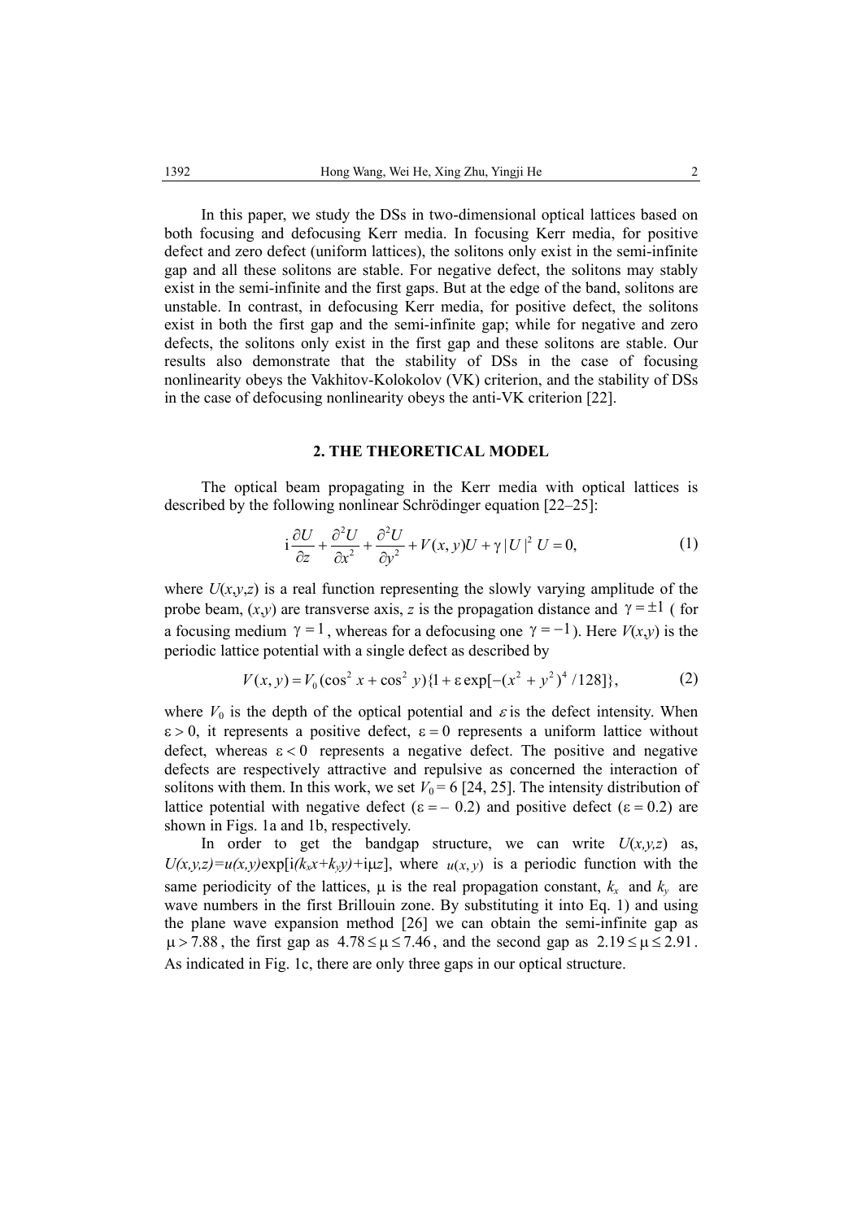In this paper, we study the DSs in two-dimensional optical lattices based on both focusing and defocusing Kerr media. In focusing Kerr media, for positive defect and zero defect (uniform lattices), the solitons only exist in the semi-infinite gap and all these solitons are stable. For negative defect, the solitons may stably exist in the semi-infinite and the first gaps. But at the edge of the band, solitons are unstable. In contrast, in defocusing Kerr media, for positive defect, the solitons exist in both the first gap and the semi-infinite gap; while for negative and zero defects, the solitons only exist in the first gap and these solitons are stable. Our results also demonstrate that the stability of DSs in the case of focusing nonlinearity obeys the Vakhitov-Kolokolov (VK) criterion, and the stability of DSs in the case of defocusing nonlinearity obeys the anti-VK criterion [22].

## 2. THE THEORETICAL MODEL

The optical beam propagating in the Kerr media with optical lattices is described by the following nonlinear Schrödinger equation [22–25]:

$$\mathrm{i}\frac{\partial U}{\partial z}+\frac{\partial^2 U}{\partial x^2}+\frac{\partial^2 U}{\partial y^2}+V(x,y)U+\gamma|U|^2U=0, \tag{1}$$

where $U(x,y,z)$ is a real function representing the slowly varying amplitude of the probe beam, $(x,y)$ are transverse axis, $z$ is the propagation distance and $\gamma=\pm 1$ ( for a focusing medium $\gamma=1$, whereas for a defocusing one $\gamma=-1$). Here $V(x,y)$ is the periodic lattice potential with a single defect as described by

$$V(x,y)=V_0(\cos^2 x+\cos^2 y)\{1+\varepsilon\exp[-(x^2+y^2)^4/128]\}, \tag{2}$$

where $V_0$ is the depth of the optical potential and $\varepsilon$ is the defect intensity. When $\varepsilon>0$, it represents a positive defect, $\varepsilon=0$ represents a uniform lattice without defect, whereas $\varepsilon<0$ represents a negative defect. The positive and negative defects are respectively attractive and repulsive as concerned the interaction of solitons with them. In this work, we set $V_0=6$ [24, 25]. The intensity distribution of lattice potential with negative defect ($\varepsilon=-0.2$) and positive defect ($\varepsilon=0.2$) are shown in Figs. 1a and 1b, respectively.

In order to get the bandgap structure, we can write $U(x,y,z)$ as, $U(x,y,z)=u(x,y)\exp[\mathrm{i}(k_x x+k_y y)+\mathrm{i}\mu z]$, where $u(x,y)$ is a periodic function with the same periodicity of the lattices, $\mu$ is the real propagation constant, $k_x$ and $k_y$ are wave numbers in the first Brillouin zone. By substituting it into Eq. 1) and using the plane wave expansion method [26] we can obtain the semi-infinite gap as $\mu>7.88$, the first gap as $4.78\le\mu\le 7.46$, and the second gap as $2.19\le\mu\le 2.91$. As indicated in Fig. 1c, there are only three gaps in our optical structure.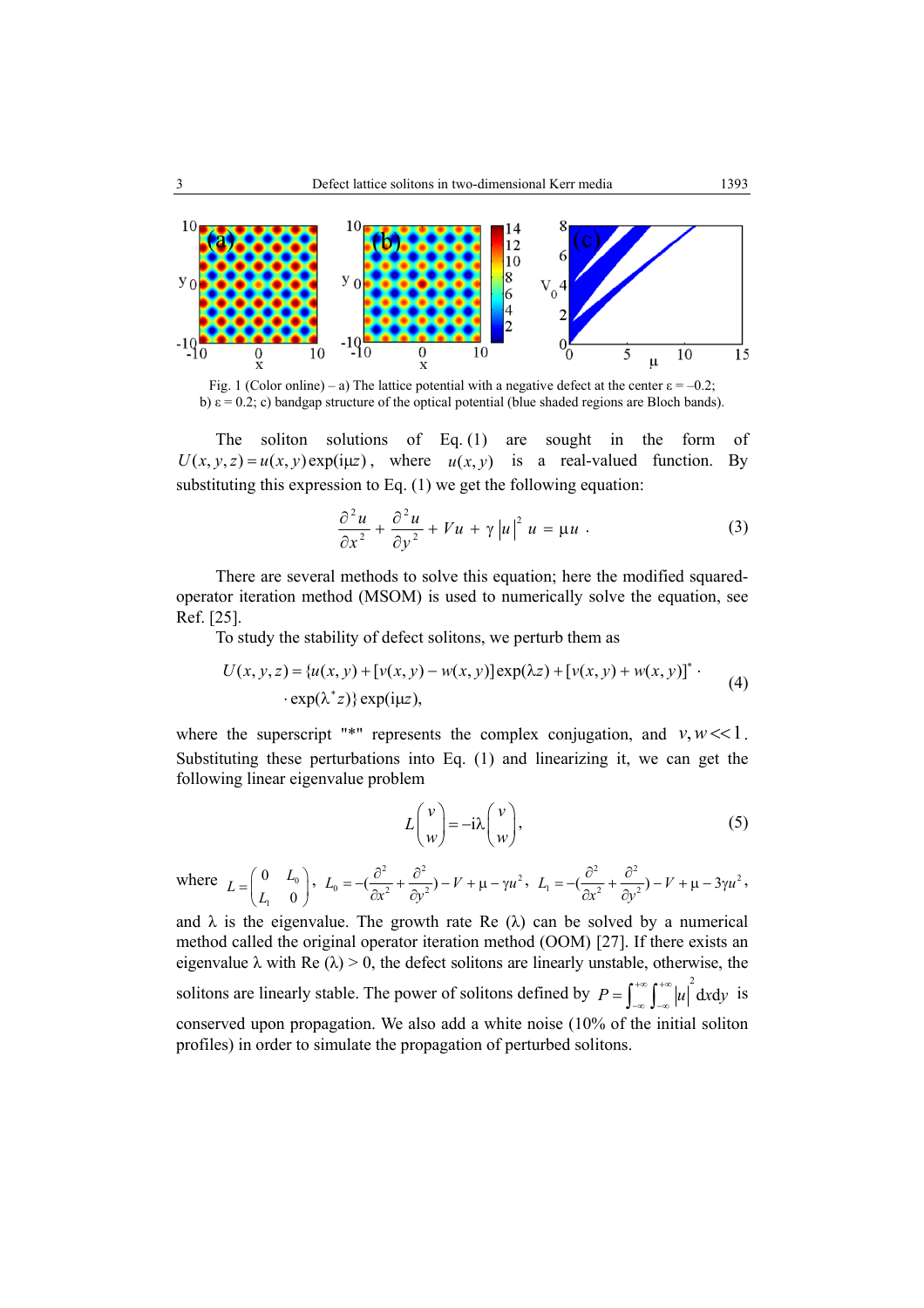Fig. 1 (Color online) – a) The lattice potential with a negative defect at the center ε = –0.2; b) ε = 0.2; c) bandgap structure of the optical potential (blue shaded regions are Bloch bands).

The soliton solutions of Eq. (1) are sought in the form of $U(x,y,z) = u(x,y)\exp(\mathrm{i}\mu z)$, where $u(x,y)$ is a real-valued function. By substituting this expression to Eq. (1) we get the following equation:

$$\frac{\partial^2 u}{\partial x^2} + \frac{\partial^2 u}{\partial y^2} + Vu + \gamma\,|u|^2\,u = \mu u\,. \tag{3}$$

There are several methods to solve this equation; here the modified squared-operator iteration method (MSOM) is used to numerically solve the equation, see Ref. [25].

To study the stability of defect solitons, we perturb them as

$$U(x,y,z) = \{u(x,y) + [v(x,y) - w(x,y)]\exp(\lambda z) + [v(x,y) + w(x,y)]^* \cdot \\ \cdot \exp(\lambda^* z)\}\exp(\mathrm{i}\mu z), \tag{4}$$

where the superscript "*" represents the complex conjugation, and $v, w \ll 1$. Substituting these perturbations into Eq. (1) and linearizing it, we can get the following linear eigenvalue problem

$$L\begin{pmatrix} v \\ w \end{pmatrix} = -\mathrm{i}\lambda \begin{pmatrix} v \\ w \end{pmatrix}, \tag{5}$$

where $L = \begin{pmatrix} 0 & L_0 \\ L_1 & 0 \end{pmatrix}$, $L_0 = -(\frac{\partial^2}{\partial x^2} + \frac{\partial^2}{\partial y^2}) - V + \mu - \gamma u^2$, $L_1 = -(\frac{\partial^2}{\partial x^2} + \frac{\partial^2}{\partial y^2}) - V + \mu - 3\gamma u^2$, and $\lambda$ is the eigenvalue. The growth rate Re ($\lambda$) can be solved by a numerical method called the original operator iteration method (OOM) [27]. If there exists an eigenvalue $\lambda$ with Re ($\lambda$) > 0, the defect solitons are linearly unstable, otherwise, the solitons are linearly stable. The power of solitons defined by $P = \int_{-\infty}^{+\infty}\int_{-\infty}^{+\infty} |u|^2\,\mathrm{d}x\mathrm{d}y$ is conserved upon propagation. We also add a white noise (10% of the initial soliton profiles) in order to simulate the propagation of perturbed solitons.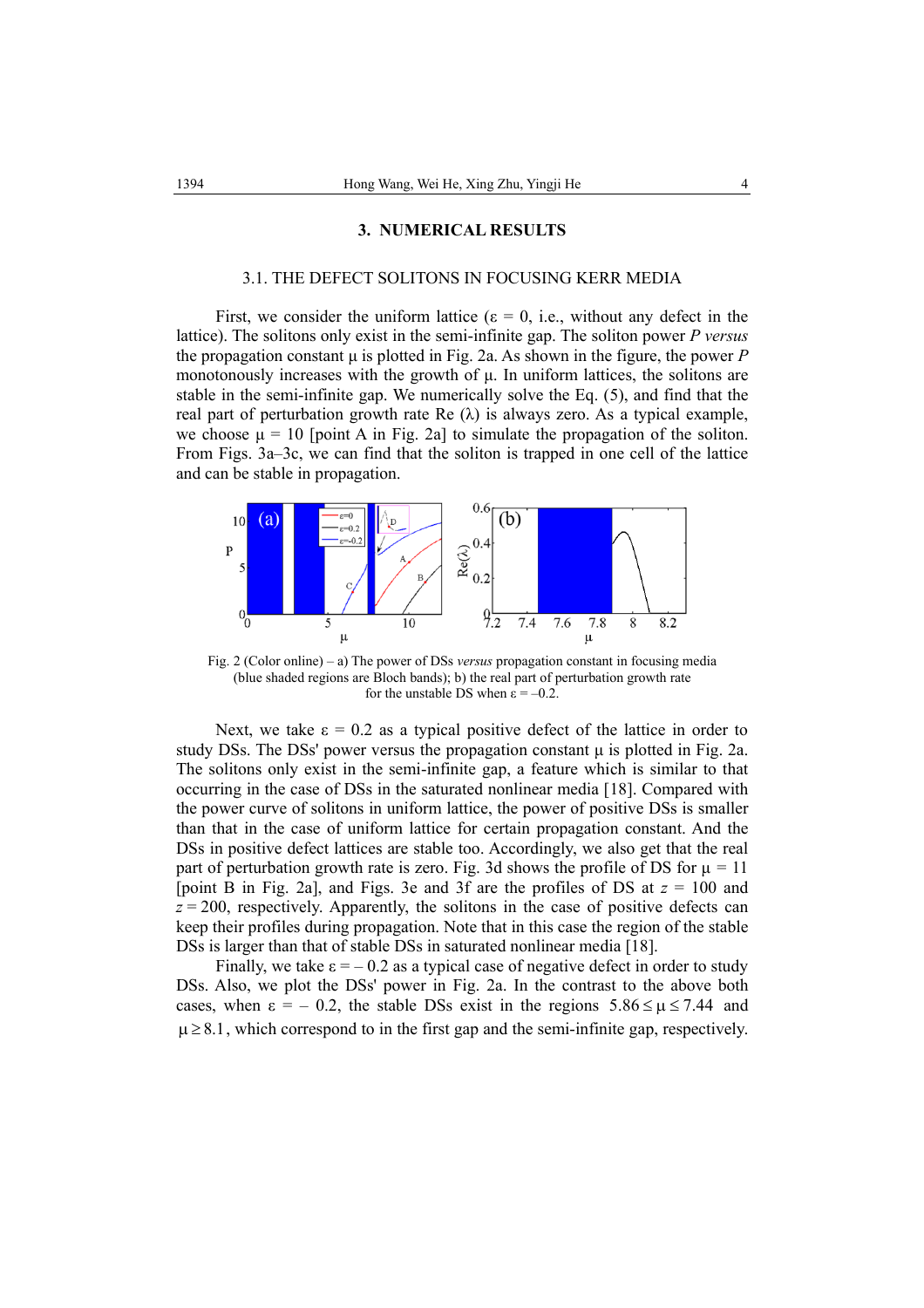## 3. NUMERICAL RESULTS

### 3.1. THE DEFECT SOLITONS IN FOCUSING KERR MEDIA

First, we consider the uniform lattice ($\varepsilon = 0$, i.e., without any defect in the lattice). The solitons only exist in the semi-infinite gap. The soliton power $P$ *versus* the propagation constant $\mu$ is plotted in Fig. 2a. As shown in the figure, the power $P$ monotonously increases with the growth of $\mu$. In uniform lattices, the solitons are stable in the semi-infinite gap. We numerically solve the Eq. (5), and find that the real part of perturbation growth rate Re ($\lambda$) is always zero. As a typical example, we choose $\mu = 10$ [point A in Fig. 2a] to simulate the propagation of the soliton. From Figs. 3a–3c, we can find that the soliton is trapped in one cell of the lattice and can be stable in propagation.

Fig. 2 (Color online) – a) The power of DSs *versus* propagation constant in focusing media (blue shaded regions are Bloch bands); b) the real part of perturbation growth rate for the unstable DS when $\varepsilon = -0.2$.

Next, we take $\varepsilon = 0.2$ as a typical positive defect of the lattice in order to study DSs. The DSs' power versus the propagation constant $\mu$ is plotted in Fig. 2a. The solitons only exist in the semi-infinite gap, a feature which is similar to that occurring in the case of DSs in the saturated nonlinear media [18]. Compared with the power of solitons in uniform lattice, the power of positive DSs is smaller than that in the case of uniform lattice for certain propagation constant. And the DSs in positive defect lattices are stable too. Accordingly, we also get that the real part of perturbation growth rate is zero. Fig. 3d shows the profile of DS for $\mu = 11$ [point B in Fig. 2a], and Figs. 3e and 3f are the profiles of DS at $z = 100$ and $z = 200$, respectively. Apparently, the solitons in the case of positive defects can keep their profiles during propagation. Note that in this case the region of the stable DSs is larger than that of stable DSs in saturated nonlinear media [18].

Finally, we take $\varepsilon = -0.2$ as a typical case of negative defect in order to study DSs. Also, we plot the DSs' power in Fig. 2a. In the contrast to the above both cases, when $\varepsilon = -0.2$, the stable DSs exist in the regions $5.86 \le \mu \le 7.44$ and $\mu \ge 8.1$, which correspond to in the first gap and the semi-infinite gap, respectively.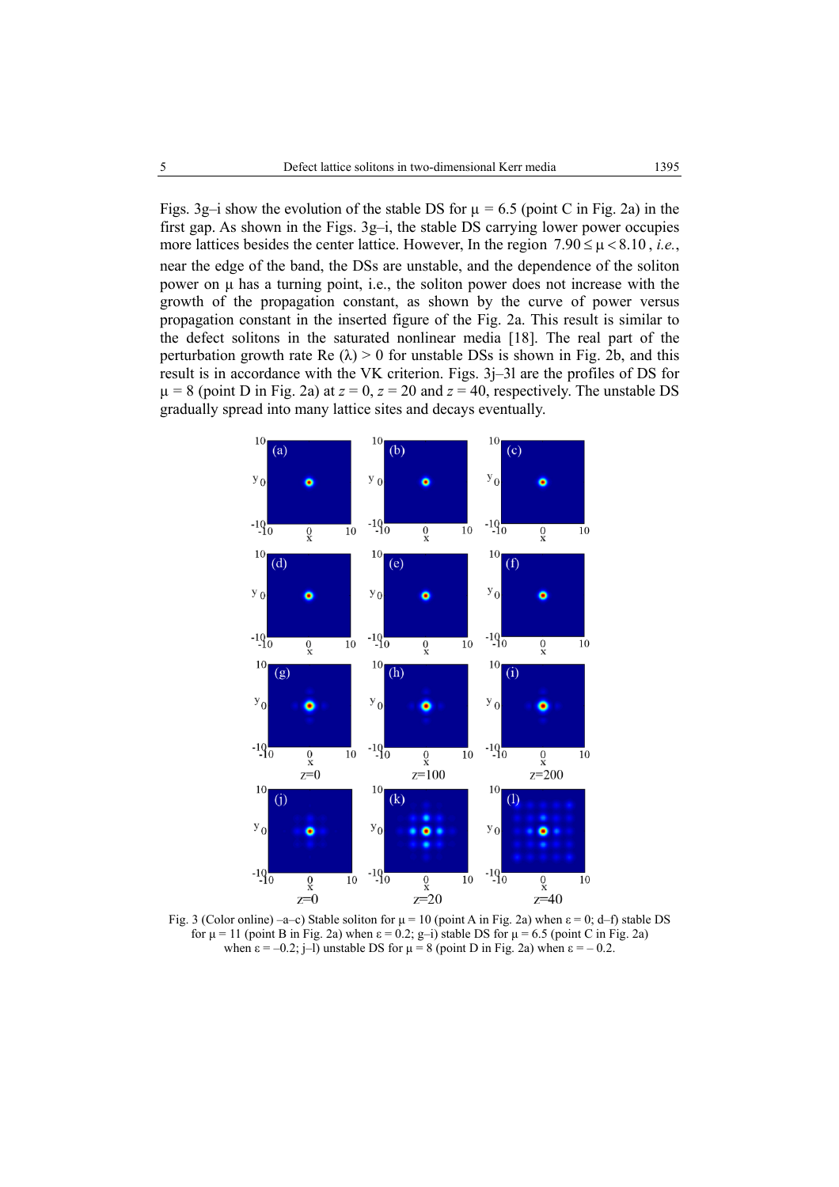Figs. 3g–i show the evolution of the stable DS for $\mu = 6.5$ (point C in Fig. 2a) in the first gap. As shown in the Figs. 3g–i, the stable DS carrying lower power occupies more lattices besides the center lattice. However, In the region $7.90 \leq \mu < 8.10$, *i.e.*, near the edge of the band, the DSs are unstable, and the dependence of the soliton power on $\mu$ has a turning point, i.e., the soliton power does not increase with the growth of the propagation constant, as shown by the curve of power versus propagation constant in the inserted figure of the Fig. 2a. This result is similar to the defect solitons in the saturated nonlinear media [18]. The real part of the perturbation growth rate Re $(\lambda) > 0$ for unstable DSs is shown in Fig. 2b, and this result is in accordance with the VK criterion. Figs. 3j–3l are the profiles of DS for $\mu = 8$ (point D in Fig. 2a) at $z = 0$, $z = 20$ and $z = 40$, respectively. The unstable DS gradually spread into many lattice sites and decays eventually.

Fig. 3 (Color online) –a–c) Stable soliton for $\mu = 10$ (point A in Fig. 2a) when $\varepsilon = 0$; d–f) stable DS for $\mu = 11$ (point B in Fig. 2a) when $\varepsilon = 0.2$; g–i) stable DS for $\mu = 6.5$ (point C in Fig. 2a) when $\varepsilon = -0.2$; j–l) unstable DS for $\mu = 8$ (point D in Fig. 2a) when $\varepsilon = -0.2$.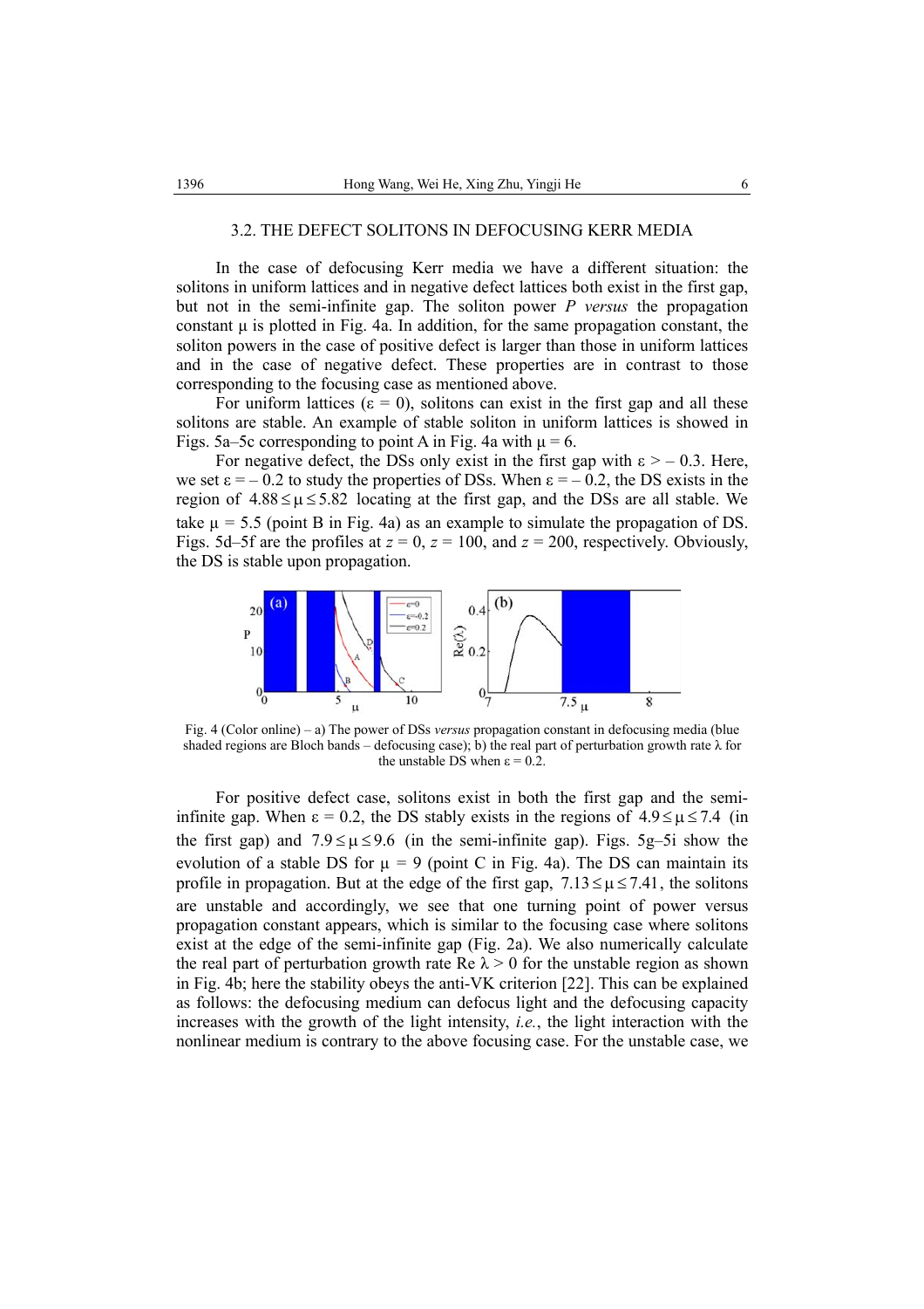### 3.2. THE DEFECT SOLITONS IN DEFOCUSING KERR MEDIA

In the case of defocusing Kerr media we have a different situation: the solitons in uniform lattices and in negative defect lattices both exist in the first gap, but not in the semi-infinite gap. The soliton power $P$ *versus* the propagation constant $\mu$ is plotted in Fig. 4a. In addition, for the same propagation constant, the soliton powers in the case of positive defect is larger than those in uniform lattices and in the case of negative defect. These properties are in contrast to those corresponding to the focusing case as mentioned above.

For uniform lattices ($\varepsilon = 0$), solitons can exist in the first gap and all these solitons are stable. An example of stable soliton in uniform lattices is showed in Figs. 5a–5c corresponding to point A in Fig. 4a with $\mu = 6$.

For negative defect, the DSs only exist in the first gap with $\varepsilon > -0.3$. Here, we set $\varepsilon = -0.2$ to study the properties of DSs. When $\varepsilon = -0.2$, the DS exists in the region of $4.88 \le \mu \le 5.82$ locating at the first gap, and the DSs are all stable. We take $\mu = 5.5$ (point B in Fig. 4a) as an example to simulate the propagation of DS. Figs. 5d–5f are the profiles at $z = 0$, $z = 100$, and $z = 200$, respectively. Obviously, the DS is stable upon propagation.

Fig. 4 (Color online) – a) The power of DSs *versus* propagation constant in defocusing media (blue shaded regions are Bloch bands – defocusing case); b) the real part of perturbation growth rate $\lambda$ for the unstable DS when $\varepsilon = 0.2$.

For positive defect case, solitons exist in both the first gap and the semi-infinite gap. When $\varepsilon = 0.2$, the DS stably exists in the regions of $4.9 \le \mu \le 7.4$ (in the first gap) and $7.9 \le \mu \le 9.6$ (in the semi-infinite gap). Figs. 5g–5i show the evolution of a stable DS for $\mu = 9$ (point C in Fig. 4a). The DS can maintain its profile in propagation. But at the edge of the first gap, $7.13 \le \mu \le 7.41$, the solitons are unstable and accordingly, we see that one turning point of power versus propagation constant appears, which is similar to the focusing case where solitons exist at the edge of the semi-infinite gap (Fig. 2a). We also numerically calculate the real part of perturbation growth rate $\mathrm{Re}\,\lambda > 0$ for the unstable region as shown in Fig. 4b; here the stability obeys the anti-VK criterion [22]. This can be explained as follows: the defocusing medium can defocus light and the defocusing capacity increases with the growth of the light intensity, *i.e.*, the light interaction with the nonlinear medium is contrary to the above focusing case. For the unstable case, we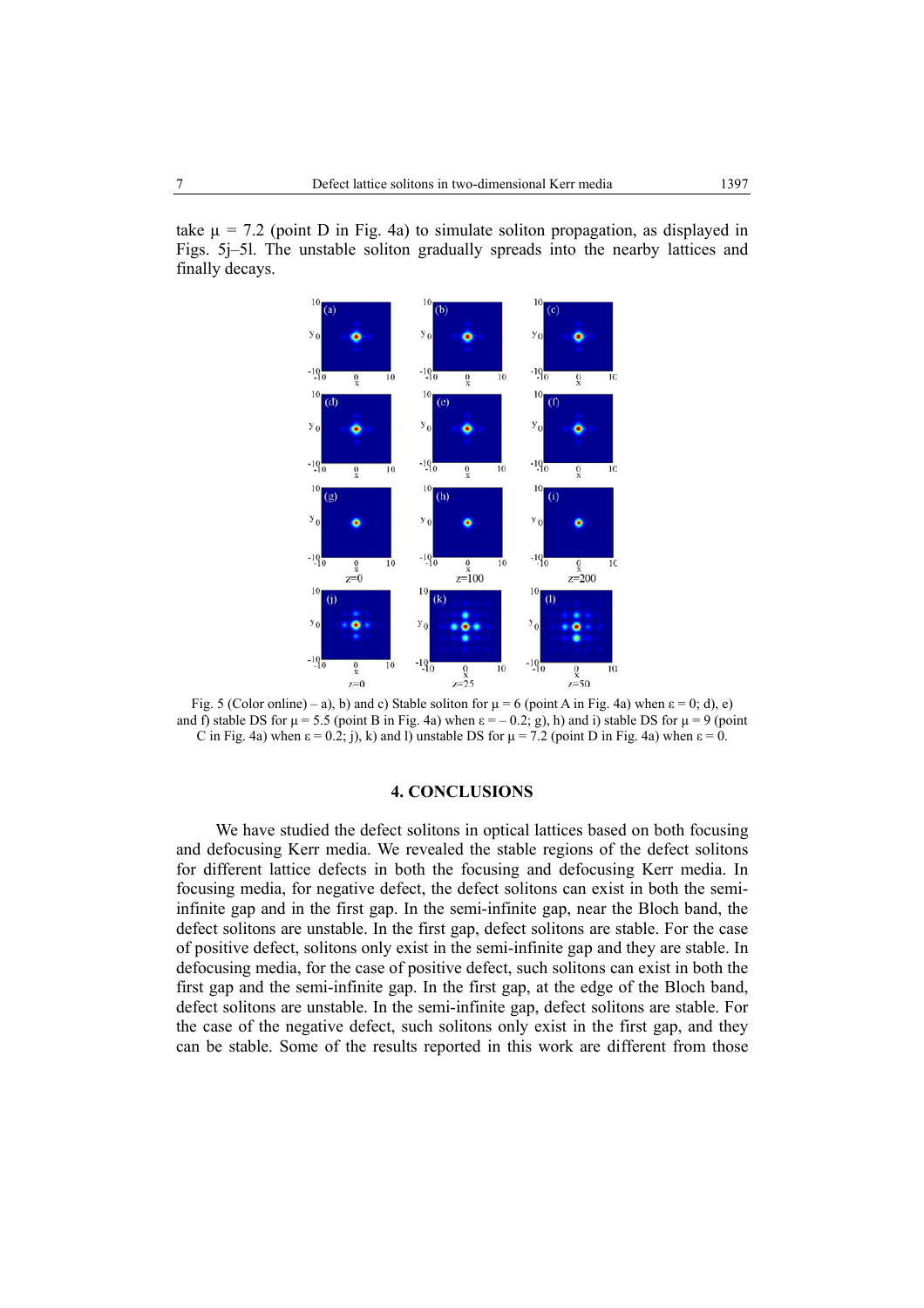take $\mu = 7.2$ (point D in Fig. 4a) to simulate soliton propagation, as displayed in Figs. 5j–5l. The unstable soliton gradually spreads into the nearby lattices and finally decays.

Fig. 5 (Color online) – a), b) and c) Stable soliton for $\mu = 6$ (point A in Fig. 4a) when $\varepsilon = 0$; d), e) and f) stable DS for $\mu = 5.5$ (point B in Fig. 4a) when $\varepsilon = -0.2$; g), h) and i) stable DS for $\mu = 9$ (point C in Fig. 4a) when $\varepsilon = 0.2$; j), k) and l) unstable DS for $\mu = 7.2$ (point D in Fig. 4a) when $\varepsilon = 0$.

## 4. CONCLUSIONS

We have studied the defect solitons in optical lattices based on both focusing and defocusing Kerr media. We revealed the stable regions of the defect solitons for different lattice defects in both the focusing and defocusing Kerr media. In focusing media, for negative defect, the defect solitons can exist in both the semi-infinite gap and in the first gap. In the semi-infinite gap, near the Bloch band, the defect solitons are unstable. In the first gap, defect solitons are stable. For the case of positive defect, solitons only exist in the semi-infinite gap and they are stable. In defocusing media, for the case of positive defect, such solitons can exist in both the first gap and the semi-infinite gap. In the first gap, at the edge of the Bloch band, defect solitons are unstable. In the semi-infinite gap, defect solitons are stable. For the case of the negative defect, such solitons only exist in the first gap, and they can be stable. Some of the results reported in this work are different from those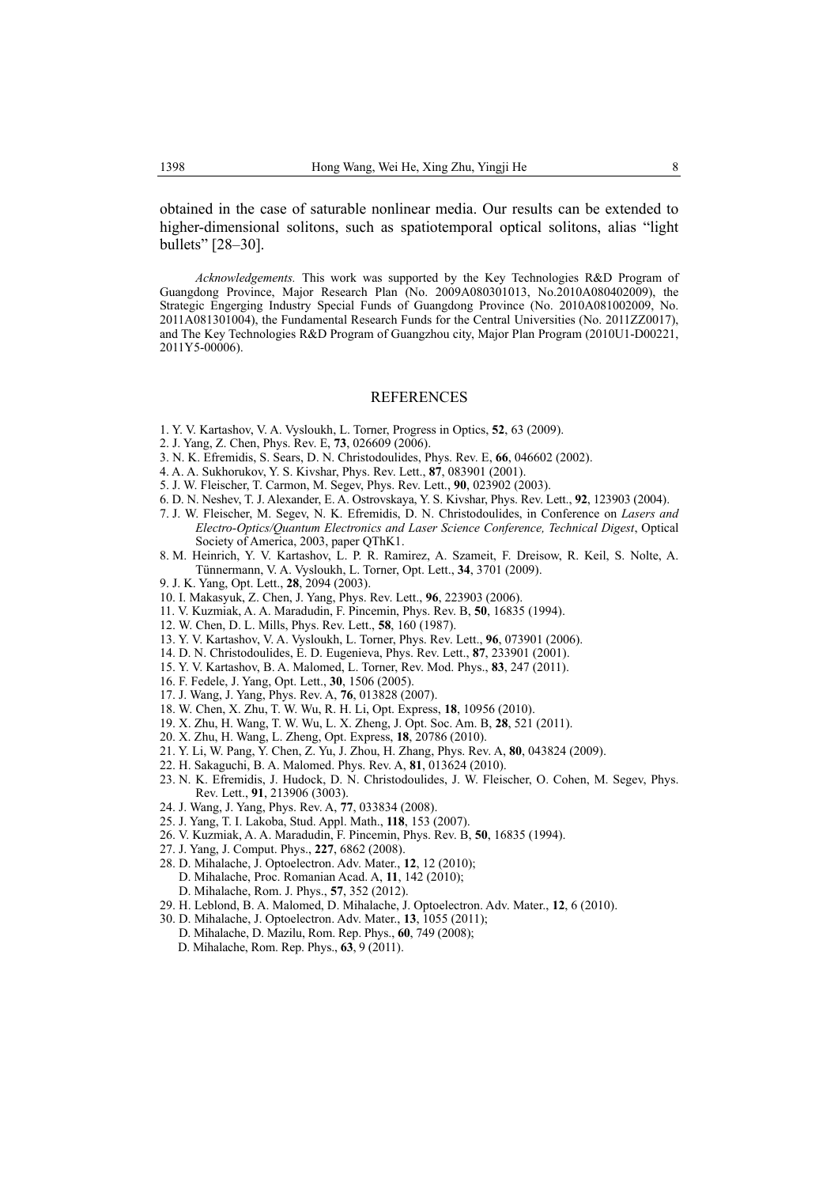obtained in the case of saturable nonlinear media. Our results can be extended to higher-dimensional solitons, such as spatiotemporal optical solitons, alias "light bullets" [28–30].

*Acknowledgements.* This work was supported by the Key Technologies R&D Program of Guangdong Province, Major Research Plan (No. 2009A080301013, No.2010A080402009), the Strategic Engerging Industry Special Funds of Guangdong Province (No. 2010A081002009, No. 2011A081301004), the Fundamental Research Funds for the Central Universities (No. 2011ZZ0017), and The Key Technologies R&D Program of Guangzhou city, Major Plan Program (2010U1-D00221, 2011Y5-00006).

## REFERENCES

1. Y. V. Kartashov, V. A. Vysloukh, L. Torner, Progress in Optics, **52**, 63 (2009).
2. J. Yang, Z. Chen, Phys. Rev. E, **73**, 026609 (2006).
3. N. K. Efremidis, S. Sears, D. N. Christodoulides, Phys. Rev. E, **66**, 046602 (2002).
4. A. A. Sukhorukov, Y. S. Kivshar, Phys. Rev. Lett., **87**, 083901 (2001).
5. J. W. Fleischer, T. Carmon, M. Segev, Phys. Rev. Lett., **90**, 023902 (2003).
6. D. N. Neshev, T. J. Alexander, E. A. Ostrovskaya, Y. S. Kivshar, Phys. Rev. Lett., **92**, 123903 (2004).
7. J. W. Fleischer, M. Segev, N. K. Efremidis, D. N. Christodoulides, in Conference on *Lasers and Electro-Optics/Quantum Electronics and Laser Science Conference, Technical Digest*, Optical Society of America, 2003, paper QThK1.
8. M. Heinrich, Y. V. Kartashov, L. P. R. Ramirez, A. Szameit, F. Dreisow, R. Keil, S. Nolte, A. Tünnermann, V. A. Vysloukh, L. Torner, Opt. Lett., **34**, 3701 (2009).
9. J. K. Yang, Opt. Lett., **28**, 2094 (2003).
10. I. Makasyuk, Z. Chen, J. Yang, Phys. Rev. Lett., **96**, 223903 (2006).
11. V. Kuzmiak, A. A. Maradudin, F. Pincemin, Phys. Rev. B, **50**, 16835 (1994).
12. W. Chen, D. L. Mills, Phys. Rev. Lett., **58**, 160 (1987).
13. Y. V. Kartashov, V. A. Vysloukh, L. Torner, Phys. Rev. Lett., **96**, 073901 (2006).
14. D. N. Christodoulides, E. D. Eugenieva, Phys. Rev. Lett., **87**, 233901 (2001).
15. Y. V. Kartashov, B. A. Malomed, L. Torner, Rev. Mod. Phys., **83**, 247 (2011).
16. F. Fedele, J. Yang, Opt. Lett., **30**, 1506 (2005).
17. J. Wang, J. Yang, Phys. Rev. A, **76**, 013828 (2007).
18. W. Chen, X. Zhu, T. W. Wu, R. H. Li, Opt. Express, **18**, 10956 (2010).
19. X. Zhu, H. Wang, T. W. Wu, L. X. Zheng, J. Opt. Soc. Am. B, **28**, 521 (2011).
20. X. Zhu, H. Wang, L. Zheng, Opt. Express, **18**, 20786 (2010).
21. Y. Li, W. Pang, Y. Chen, Z. Yu, J. Zhou, H. Zhang, Phys. Rev. A, **80**, 043824 (2009).
22. H. Sakaguchi, B. A. Malomed. Phys. Rev. A, **81**, 013624 (2010).
23. N. K. Efremidis, J. Hudock, D. N. Christodoulides, J. W. Fleischer, O. Cohen, M. Segev, Phys. Rev. Lett., **91**, 213906 (3003).
24. J. Wang, J. Yang, Phys. Rev. A, **77**, 033834 (2008).
25. J. Yang, T. I. Lakoba, Stud. Appl. Math., **118**, 153 (2007).
26. V. Kuzmiak, A. A. Maradudin, F. Pincemin, Phys. Rev. B, **50**, 16835 (1994).
27. J. Yang, J. Comput. Phys., **227**, 6862 (2008).
28. D. Mihalache, J. Optoelectron. Adv. Mater., **12**, 12 (2010);
    D. Mihalache, Proc. Romanian Acad. A, **11**, 142 (2010);
    D. Mihalache, Rom. J. Phys., **57**, 352 (2012).
29. H. Leblond, B. A. Malomed, D. Mihalache, J. Optoelectron. Adv. Mater., **12**, 6 (2010).
30. D. Mihalache, J. Optoelectron. Adv. Mater., **13**, 1055 (2011);
    D. Mihalache, D. Mazilu, Rom. Rep. Phys., **60**, 749 (2008);
    D. Mihalache, Rom. Rep. Phys., **63**, 9 (2011).